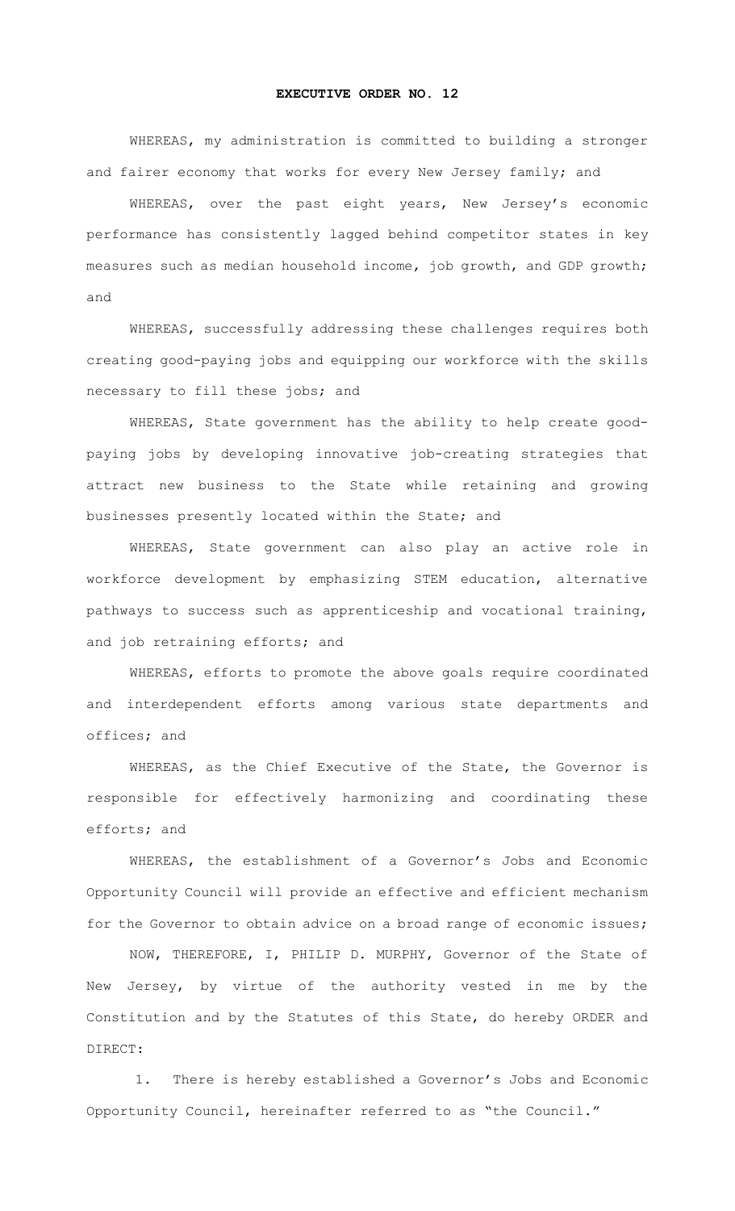**EXECUTIVE ORDER NO. 12**

WHEREAS, my administration is committed to building a stronger and fairer economy that works for every New Jersey family; and

WHEREAS, over the past eight years, New Jersey's economic performance has consistently lagged behind competitor states in key measures such as median household income, job growth, and GDP growth; and

WHEREAS, successfully addressing these challenges requires both creating good-paying jobs and equipping our workforce with the skills necessary to fill these jobs; and

WHEREAS, State government has the ability to help create good-paying jobs by developing innovative job-creating strategies that attract new business to the State while retaining and growing businesses presently located within the State; and

WHEREAS, State government can also play an active role in workforce development by emphasizing STEM education, alternative pathways to success such as apprenticeship and vocational training, and job retraining efforts; and

WHEREAS, efforts to promote the above goals require coordinated and interdependent efforts among various state departments and offices; and

WHEREAS, as the Chief Executive of the State, the Governor is responsible for effectively harmonizing and coordinating these efforts; and

WHEREAS, the establishment of a Governor's Jobs and Economic Opportunity Council will provide an effective and efficient mechanism for the Governor to obtain advice on a broad range of economic issues;

NOW, THEREFORE, I, PHILIP D. MURPHY, Governor of the State of New Jersey, by virtue of the authority vested in me by the Constitution and by the Statutes of this State, do hereby ORDER and DIRECT:

1. There is hereby established a Governor's Jobs and Economic Opportunity Council, hereinafter referred to as "the Council."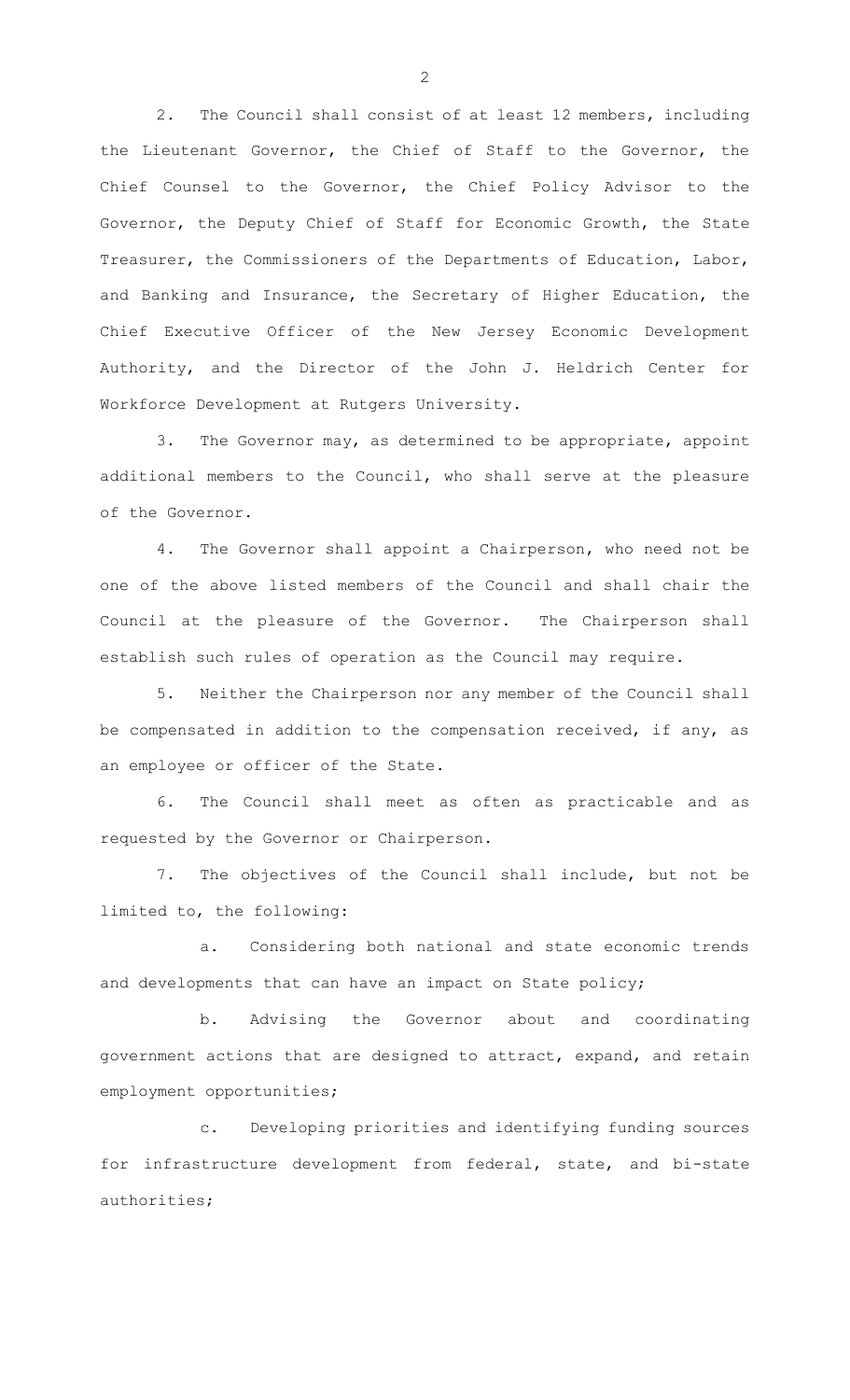2. The Council shall consist of at least 12 members, including the Lieutenant Governor, the Chief of Staff to the Governor, the Chief Counsel to the Governor, the Chief Policy Advisor to the Governor, the Deputy Chief of Staff for Economic Growth, the State Treasurer, the Commissioners of the Departments of Education, Labor, and Banking and Insurance, the Secretary of Higher Education, the Chief Executive Officer of the New Jersey Economic Development Authority, and the Director of the John J. Heldrich Center for Workforce Development at Rutgers University.

3. The Governor may, as determined to be appropriate, appoint additional members to the Council, who shall serve at the pleasure of the Governor.

4. The Governor shall appoint a Chairperson, who need not be one of the above listed members of the Council and shall chair the Council at the pleasure of the Governor. The Chairperson shall establish such rules of operation as the Council may require.

5. Neither the Chairperson nor any member of the Council shall be compensated in addition to the compensation received, if any, as an employee or officer of the State.

6. The Council shall meet as often as practicable and as requested by the Governor or Chairperson.

7. The objectives of the Council shall include, but not be limited to, the following:

a. Considering both national and state economic trends and developments that can have an impact on State policy;

b. Advising the Governor about and coordinating government actions that are designed to attract, expand, and retain employment opportunities;

c. Developing priorities and identifying funding sources for infrastructure development from federal, state, and bi-state authorities;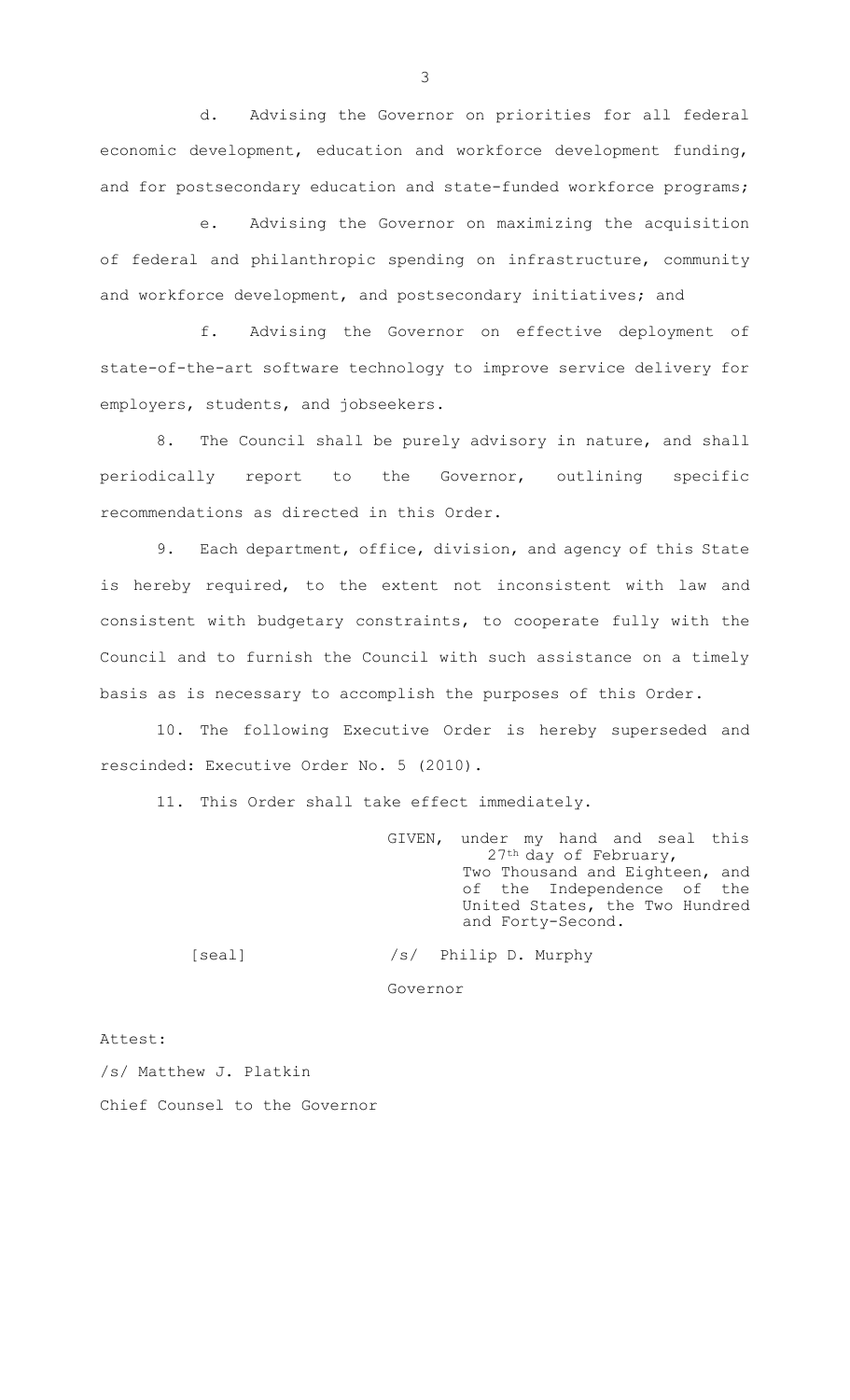d. Advising the Governor on priorities for all federal economic development, education and workforce development funding, and for postsecondary education and state-funded workforce programs;

e. Advising the Governor on maximizing the acquisition of federal and philanthropic spending on infrastructure, community and workforce development, and postsecondary initiatives; and

f. Advising the Governor on effective deployment of state-of-the-art software technology to improve service delivery for employers, students, and jobseekers.

8. The Council shall be purely advisory in nature, and shall periodically report to the Governor, outlining specific recommendations as directed in this Order.

9. Each department, office, division, and agency of this State is hereby required, to the extent not inconsistent with law and consistent with budgetary constraints, to cooperate fully with the Council and to furnish the Council with such assistance on a timely basis as is necessary to accomplish the purposes of this Order.

10. The following Executive Order is hereby superseded and rescinded: Executive Order No. 5 (2010).

11. This Order shall take effect immediately.

GIVEN, under my hand and seal this 27th day of February, Two Thousand and Eighteen, and of the Independence of the United States, the Two Hundred and Forty-Second.

[seal] /s/ Philip D. Murphy

Governor

Attest:

/s/ Matthew J. Platkin

Chief Counsel to the Governor